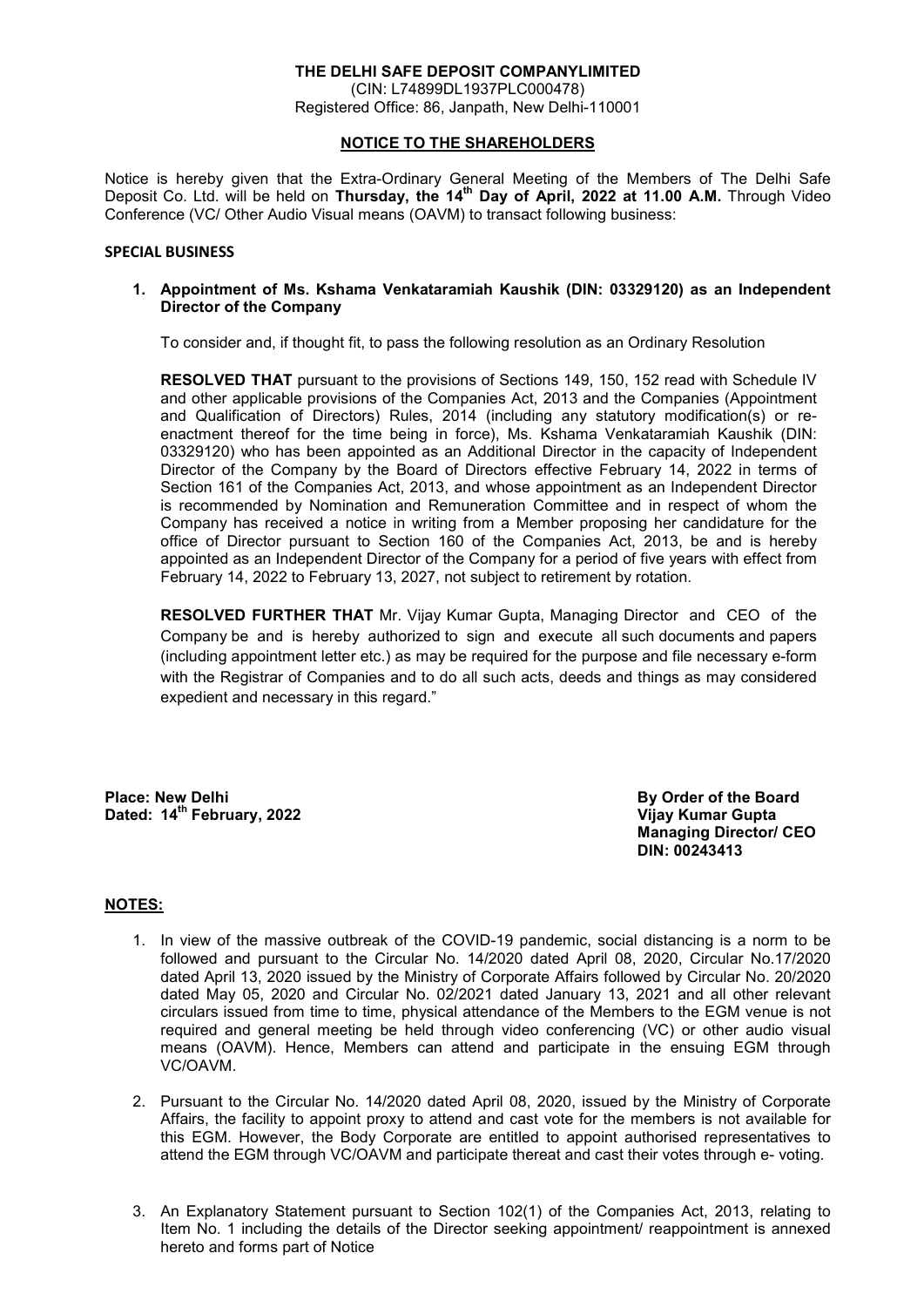**THE DELHI SAFE DEPOSIT COMPANYLIMITED**
(CIN: L74899DL1937PLC000478)
Registered Office: 86, Janpath, New Delhi-110001

## NOTICE TO THE SHAREHOLDERS

Notice is hereby given that the Extra-Ordinary General Meeting of the Members of The Delhi Safe Deposit Co. Ltd. will be held on **Thursday, the 14th Day of April, 2022 at 11.00 A.M.** Through Video Conference (VC/ Other Audio Visual means (OAVM) to transact following business:

### SPECIAL BUSINESS

1. **Appointment of Ms. Kshama Venkataramiah Kaushik (DIN: 03329120) as an Independent Director of the Company**

   To consider and, if thought fit, to pass the following resolution as an Ordinary Resolution

   **RESOLVED THAT** pursuant to the provisions of Sections 149, 150, 152 read with Schedule IV and other applicable provisions of the Companies Act, 2013 and the Companies (Appointment and Qualification of Directors) Rules, 2014 (including any statutory modification(s) or re-enactment thereof for the time being in force), Ms. Kshama Venkataramiah Kaushik (DIN: 03329120) who has been appointed as an Additional Director in the capacity of Independent Director of the Company by the Board of Directors effective February 14, 2022 in terms of Section 161 of the Companies Act, 2013, and whose appointment as an Independent Director is recommended by Nomination and Remuneration Committee and in respect of whom the Company has received a notice in writing from a Member proposing her candidature for the office of Director pursuant to Section 160 of the Companies Act, 2013, be and is hereby appointed as an Independent Director of the Company for a period of five years with effect from February 14, 2022 to February 13, 2027, not subject to retirement by rotation.

   **RESOLVED FURTHER THAT** Mr. Vijay Kumar Gupta, Managing Director and CEO of the Company be and is hereby authorized to sign and execute all such documents and papers (including appointment letter etc.) as may be required for the purpose and file necessary e-form with the Registrar of Companies and to do all such acts, deeds and things as may considered expedient and necessary in this regard."

**Place: New Delhi**
**Dated: 14th February, 2022**

**By Order of the Board**
**Vijay Kumar Gupta**
**Managing Director/ CEO**
**DIN: 00243413**

## NOTES:

1. In view of the massive outbreak of the COVID-19 pandemic, social distancing is a norm to be followed and pursuant to the Circular No. 14/2020 dated April 08, 2020, Circular No.17/2020 dated April 13, 2020 issued by the Ministry of Corporate Affairs followed by Circular No. 20/2020 dated May 05, 2020 and Circular No. 02/2021 dated January 13, 2021 and all other relevant circulars issued from time to time, physical attendance of the Members to the EGM venue is not required and general meeting be held through video conferencing (VC) or other audio visual means (OAVM). Hence, Members can attend and participate in the ensuing EGM through VC/OAVM.

2. Pursuant to the Circular No. 14/2020 dated April 08, 2020, issued by the Ministry of Corporate Affairs, the facility to appoint proxy to attend and cast vote for the members is not available for this EGM. However, the Body Corporate are entitled to appoint authorised representatives to attend the EGM through VC/OAVM and participate thereat and cast their votes through e- voting.

3. An Explanatory Statement pursuant to Section 102(1) of the Companies Act, 2013, relating to Item No. 1 including the details of the Director seeking appointment/ reappointment is annexed hereto and forms part of Notice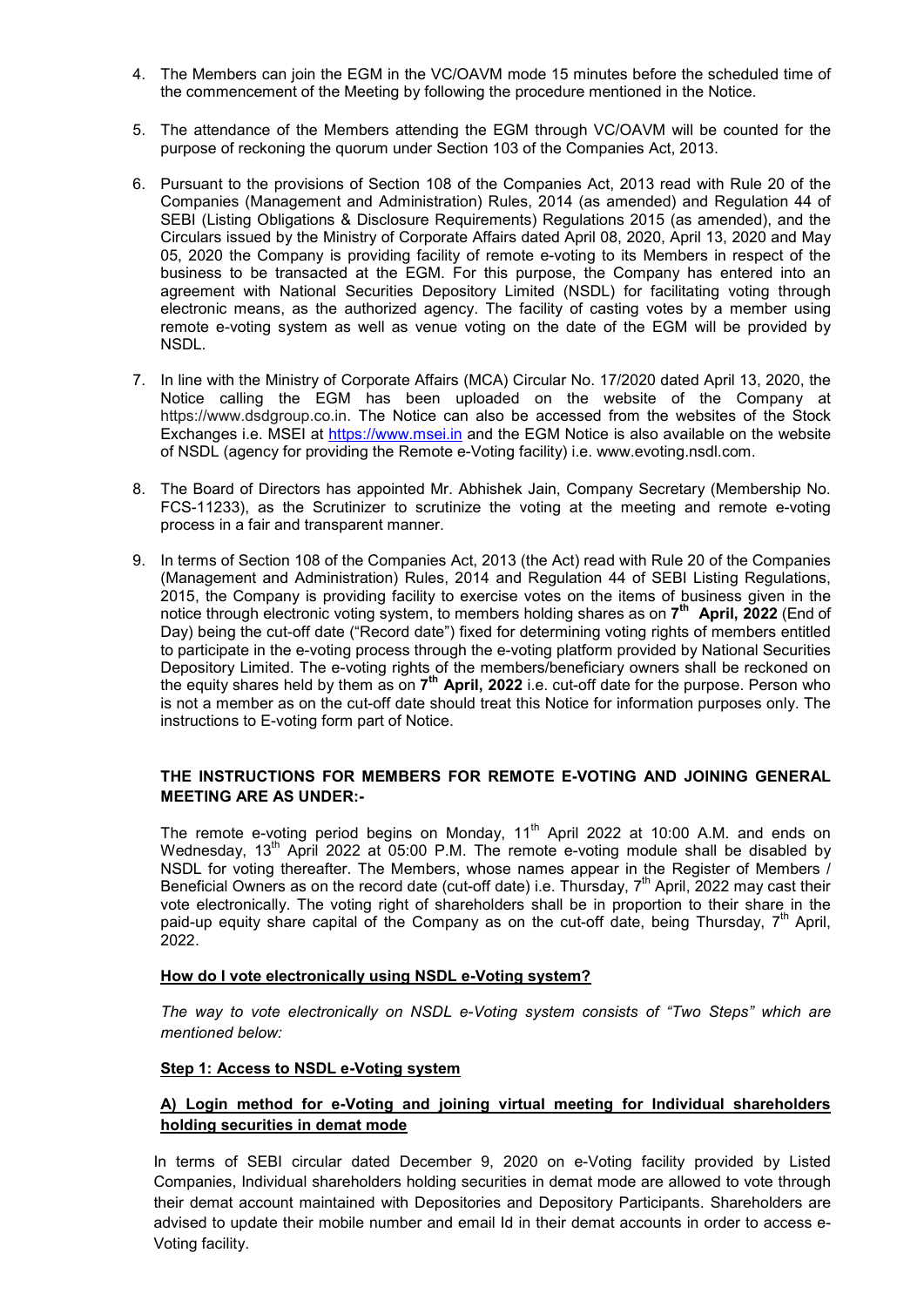4. The Members can join the EGM in the VC/OAVM mode 15 minutes before the scheduled time of the commencement of the Meeting by following the procedure mentioned in the Notice.

5. The attendance of the Members attending the EGM through VC/OAVM will be counted for the purpose of reckoning the quorum under Section 103 of the Companies Act, 2013.

6. Pursuant to the provisions of Section 108 of the Companies Act, 2013 read with Rule 20 of the Companies (Management and Administration) Rules, 2014 (as amended) and Regulation 44 of SEBI (Listing Obligations & Disclosure Requirements) Regulations 2015 (as amended), and the Circulars issued by the Ministry of Corporate Affairs dated April 08, 2020, April 13, 2020 and May 05, 2020 the Company is providing facility of remote e-voting to its Members in respect of the business to be transacted at the EGM. For this purpose, the Company has entered into an agreement with National Securities Depository Limited (NSDL) for facilitating voting through electronic means, as the authorized agency. The facility of casting votes by a member using remote e-voting system as well as venue voting on the date of the EGM will be provided by NSDL.

7. In line with the Ministry of Corporate Affairs (MCA) Circular No. 17/2020 dated April 13, 2020, the Notice calling the EGM has been uploaded on the website of the Company at https://www.dsdgroup.co.in. The Notice can also be accessed from the websites of the Stock Exchanges i.e. MSEI at https://www.msei.in and the EGM Notice is also available on the website of NSDL (agency for providing the Remote e-Voting facility) i.e. www.evoting.nsdl.com.

8. The Board of Directors has appointed Mr. Abhishek Jain, Company Secretary (Membership No. FCS-11233), as the Scrutinizer to scrutinize the voting at the meeting and remote e-voting process in a fair and transparent manner.

9. In terms of Section 108 of the Companies Act, 2013 (the Act) read with Rule 20 of the Companies (Management and Administration) Rules, 2014 and Regulation 44 of SEBI Listing Regulations, 2015, the Company is providing facility to exercise votes on the items of business given in the notice through electronic voting system, to members holding shares as on **7th April, 2022** (End of Day) being the cut-off date ("Record date") fixed for determining voting rights of members entitled to participate in the e-voting process through the e-voting platform provided by National Securities Depository Limited. The e-voting rights of the members/beneficiary owners shall be reckoned on the equity shares held by them as on **7th April, 2022** i.e. cut-off date for the purpose. Person who is not a member as on the cut-off date should treat this Notice for information purposes only. The instructions to E-voting form part of Notice.

**THE INSTRUCTIONS FOR MEMBERS FOR REMOTE E-VOTING AND JOINING GENERAL MEETING ARE AS UNDER:-**

The remote e-voting period begins on Monday, 11th April 2022 at 10:00 A.M. and ends on Wednesday, 13th April 2022 at 05:00 P.M. The remote e-voting module shall be disabled by NSDL for voting thereafter. The Members, whose names appear in the Register of Members / Beneficial Owners as on the record date (cut-off date) i.e. Thursday, 7th April, 2022 may cast their vote electronically. The voting right of shareholders shall be in proportion to their share in the paid-up equity share capital of the Company as on the cut-off date, being Thursday, 7th April, 2022.

**How do I vote electronically using NSDL e-Voting system?**

*The way to vote electronically on NSDL e-Voting system consists of "Two Steps" which are mentioned below:*

**Step 1: Access to NSDL e-Voting system**

**A) Login method for e-Voting and joining virtual meeting for Individual shareholders holding securities in demat mode**

In terms of SEBI circular dated December 9, 2020 on e-Voting facility provided by Listed Companies, Individual shareholders holding securities in demat mode are allowed to vote through their demat account maintained with Depositories and Depository Participants. Shareholders are advised to update their mobile number and email Id in their demat accounts in order to access e-Voting facility.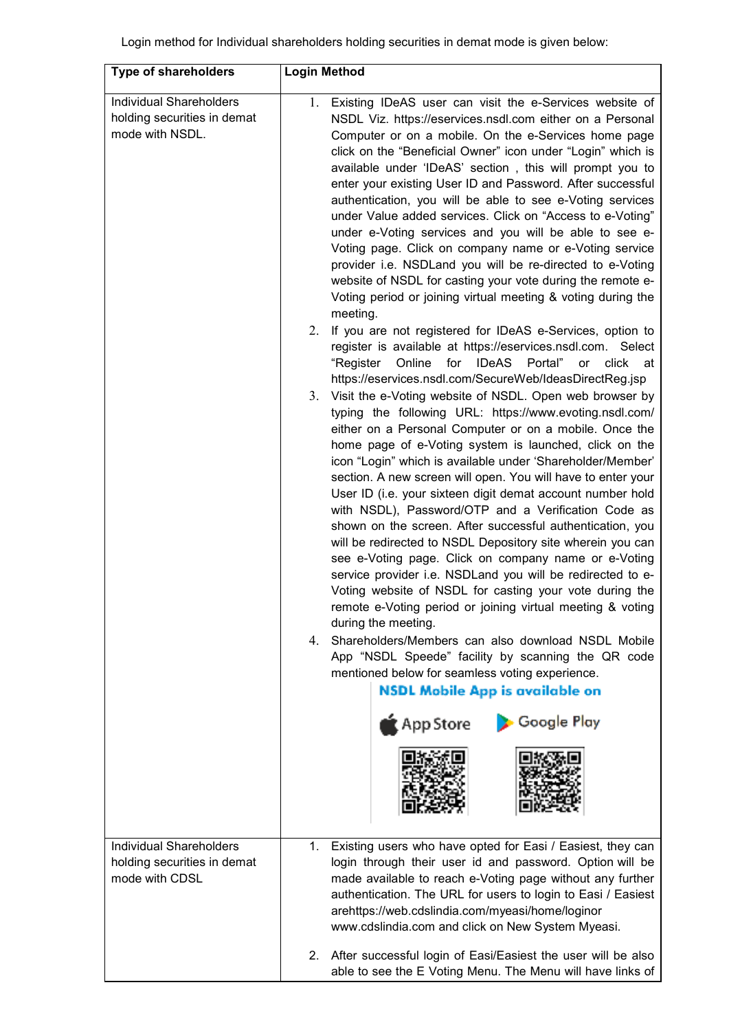Login method for Individual shareholders holding securities in demat mode is given below:

| Type of shareholders | Login Method |
|---|---|
| Individual Shareholders holding securities in demat mode with NSDL. | 1. Existing IDeAS user can visit the e-Services website of NSDL Viz. https://eservices.nsdl.com either on a Personal Computer or on a mobile. On the e-Services home page click on the "Beneficial Owner" icon under "Login" which is available under 'IDeAS' section , this will prompt you to enter your existing User ID and Password. After successful authentication, you will be able to see e-Voting services under Value added services. Click on "Access to e-Voting" under e-Voting services and you will be able to see e-Voting page. Click on company name or e-Voting service provider i.e. NSDLand you will be re-directed to e-Voting website of NSDL for casting your vote during the remote e-Voting period or joining virtual meeting & voting during the meeting.<br>2. If you are not registered for IDeAS e-Services, option to register is available at https://eservices.nsdl.com. Select "Register Online for IDeAS Portal" or click at https://eservices.nsdl.com/SecureWeb/IdeasDirectReg.jsp<br>3. Visit the e-Voting website of NSDL. Open web browser by typing the following URL: https://www.evoting.nsdl.com/ either on a Personal Computer or on a mobile. Once the home page of e-Voting system is launched, click on the icon "Login" which is available under 'Shareholder/Member' section. A new screen will open. You will have to enter your User ID (i.e. your sixteen digit demat account number hold with NSDL), Password/OTP and a Verification Code as shown on the screen. After successful authentication, you will be redirected to NSDL Depository site wherein you can see e-Voting page. Click on company name or e-Voting service provider i.e. NSDLand you will be redirected to e-Voting website of NSDL for casting your vote during the remote e-Voting period or joining virtual meeting & voting during the meeting.<br>4. Shareholders/Members can also download NSDL Mobile App "NSDL Speede" facility by scanning the QR code mentioned below for seamless voting experience.<br>NSDL Mobile App is available on<br>App Store Google Play |
| Individual Shareholders holding securities in demat mode with CDSL | 1. Existing users who have opted for Easi / Easiest, they can login through their user id and password. Option will be made available to reach e-Voting page without any further authentication. The URL for users to login to Easi / Easiest arehttps://web.cdslindia.com/myeasi/home/loginor www.cdslindia.com and click on New System Myeasi.<br>2. After successful login of Easi/Easiest the user will be also able to see the E Voting Menu. The Menu will have links of |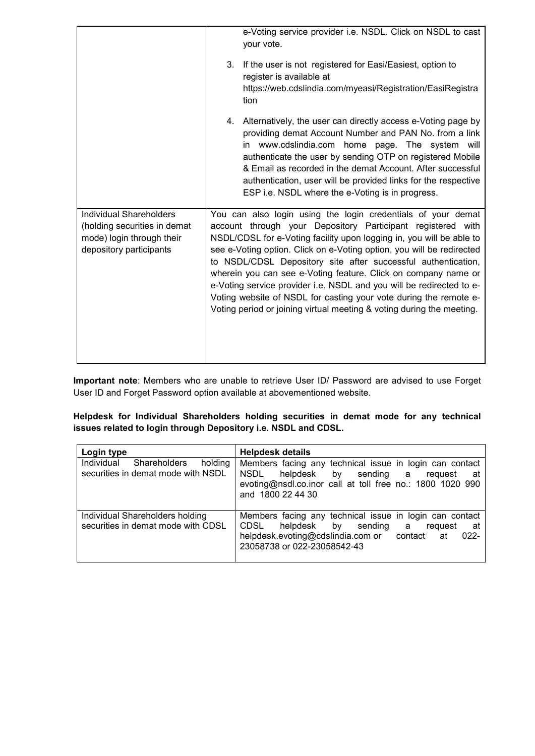| | |
|---|---|
| | e-Voting service provider i.e. NSDL. Click on NSDL to cast your vote.<br><br>3. If the user is not registered for Easi/Easiest, option to register is available at https://web.cdslindia.com/myeasi/Registration/EasiRegistration<br><br>4. Alternatively, the user can directly access e-Voting page by providing demat Account Number and PAN No. from a link in www.cdslindia.com home page. The system will authenticate the user by sending OTP on registered Mobile & Email as recorded in the demat Account. After successful authentication, user will be provided links for the respective ESP i.e. NSDL where the e-Voting is in progress. |
| Individual Shareholders (holding securities in demat mode) login through their depository participants | You can also login using the login credentials of your demat account through your Depository Participant registered with NSDL/CDSL for e-Voting facility upon logging in, you will be able to see e-Voting option. Click on e-Voting option, you will be redirected to NSDL/CDSL Depository site after successful authentication, wherein you can see e-Voting feature. Click on company name or e-Voting service provider i.e. NSDL and you will be redirected to e-Voting website of NSDL for casting your vote during the remote e-Voting period or joining virtual meeting & voting during the meeting. |

**Important note**: Members who are unable to retrieve User ID/ Password are advised to use Forget User ID and Forget Password option available at abovementioned website.

**Helpdesk for Individual Shareholders holding securities in demat mode for any technical issues related to login through Depository i.e. NSDL and CDSL.**

| Login type | Helpdesk details |
|---|---|
| Individual Shareholders holding securities in demat mode with NSDL | Members facing any technical issue in login can contact NSDL helpdesk by sending a request at evoting@nsdl.co.inor call at toll free no.: 1800 1020 990 and 1800 22 44 30 |
| Individual Shareholders holding securities in demat mode with CDSL | Members facing any technical issue in login can contact CDSL helpdesk by sending a request at helpdesk.evoting@cdslindia.com or contact at 022-23058738 or 022-23058542-43 |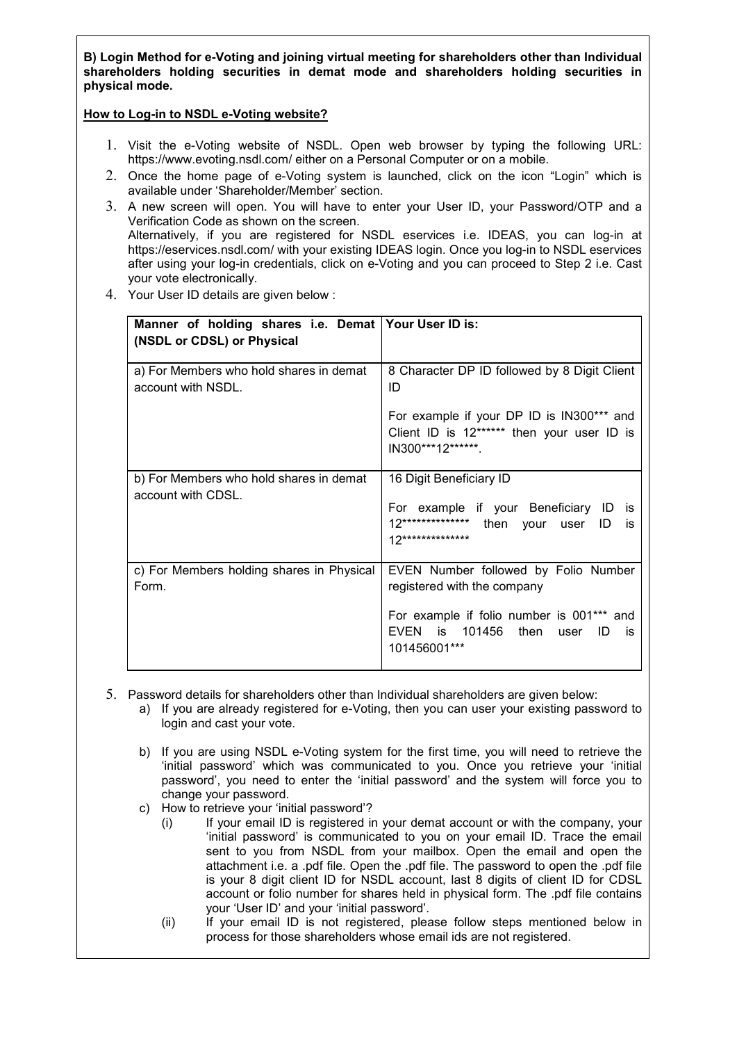**B) Login Method for e-Voting and joining virtual meeting for shareholders other than Individual shareholders holding securities in demat mode and shareholders holding securities in physical mode.**

**How to Log-in to NSDL e-Voting website?**

1. Visit the e-Voting website of NSDL. Open web browser by typing the following URL: https://www.evoting.nsdl.com/ either on a Personal Computer or on a mobile.
2. Once the home page of e-Voting system is launched, click on the icon "Login" which is available under 'Shareholder/Member' section.
3. A new screen will open. You will have to enter your User ID, your Password/OTP and a Verification Code as shown on the screen.
   Alternatively, if you are registered for NSDL eservices i.e. IDEAS, you can log-in at https://eservices.nsdl.com/ with your existing IDEAS login. Once you log-in to NSDL eservices after using your log-in credentials, click on e-Voting and you can proceed to Step 2 i.e. Cast your vote electronically.
4. Your User ID details are given below :

| **Manner of holding shares i.e. Demat (NSDL or CDSL) or Physical** | **Your User ID is:** |
|---|---|
| a) For Members who hold shares in demat account with NSDL. | 8 Character DP ID followed by 8 Digit Client ID<br><br>For example if your DP ID is IN300*** and Client ID is 12****** then your user ID is IN300***12******. |
| b) For Members who hold shares in demat account with CDSL. | 16 Digit Beneficiary ID<br><br>For example if your Beneficiary ID is 12************** then your user ID is 12************** |
| c) For Members holding shares in Physical Form. | EVEN Number followed by Folio Number registered with the company<br><br>For example if folio number is 001*** and EVEN is 101456 then user ID is 101456001*** |

5. Password details for shareholders other than Individual shareholders are given below:
   a) If you are already registered for e-Voting, then you can user your existing password to login and cast your vote.
   b) If you are using NSDL e-Voting system for the first time, you will need to retrieve the 'initial password' which was communicated to you. Once you retrieve your 'initial password', you need to enter the 'initial password' and the system will force you to change your password.
   c) How to retrieve your 'initial password'?
      (i) If your email ID is registered in your demat account or with the company, your 'initial password' is communicated to you on your email ID. Trace the email sent to you from NSDL from your mailbox. Open the email and open the attachment i.e. a .pdf file. Open the .pdf file. The password to open the .pdf file is your 8 digit client ID for NSDL account, last 8 digits of client ID for CDSL account or folio number for shares held in physical form. The .pdf file contains your 'User ID' and your 'initial password'.
      (ii) If your email ID is not registered, please follow steps mentioned below in process for those shareholders whose email ids are not registered.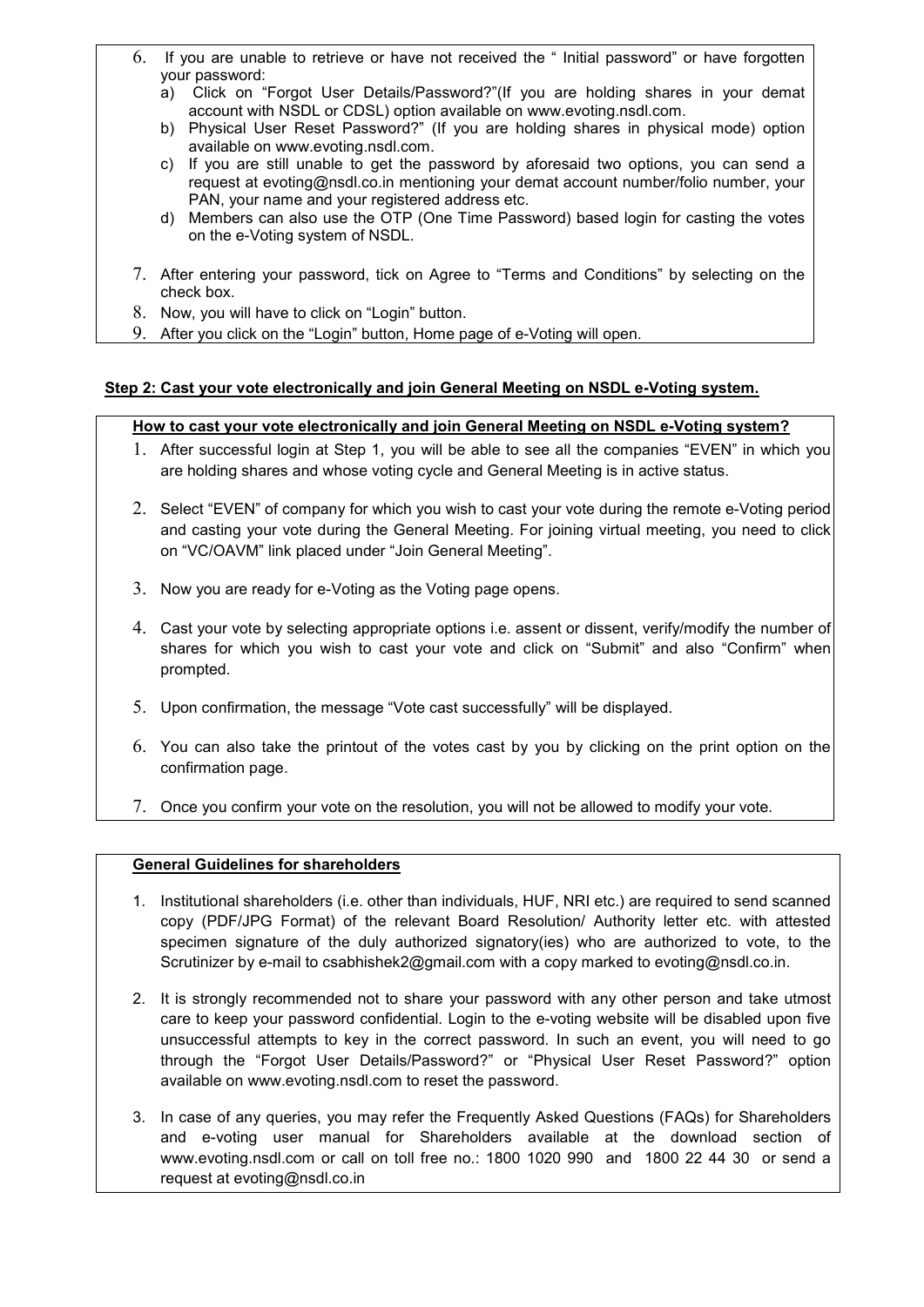6. If you are unable to retrieve or have not received the " Initial password" or have forgotten your password:
   a) Click on "Forgot User Details/Password?"(If you are holding shares in your demat account with NSDL or CDSL) option available on www.evoting.nsdl.com.
   b) Physical User Reset Password?" (If you are holding shares in physical mode) option available on www.evoting.nsdl.com.
   c) If you are still unable to get the password by aforesaid two options, you can send a request at evoting@nsdl.co.in mentioning your demat account number/folio number, your PAN, your name and your registered address etc.
   d) Members can also use the OTP (One Time Password) based login for casting the votes on the e-Voting system of NSDL.

7. After entering your password, tick on Agree to "Terms and Conditions" by selecting on the check box.
8. Now, you will have to click on "Login" button.
9. After you click on the "Login" button, Home page of e-Voting will open.

**Step 2: Cast your vote electronically and join General Meeting on NSDL e-Voting system.**

**How to cast your vote electronically and join General Meeting on NSDL e-Voting system?**

1. After successful login at Step 1, you will be able to see all the companies "EVEN" in which you are holding shares and whose voting cycle and General Meeting is in active status.

2. Select "EVEN" of company for which you wish to cast your vote during the remote e-Voting period and casting your vote during the General Meeting. For joining virtual meeting, you need to click on "VC/OAVM" link placed under "Join General Meeting".

3. Now you are ready for e-Voting as the Voting page opens.

4. Cast your vote by selecting appropriate options i.e. assent or dissent, verify/modify the number of shares for which you wish to cast your vote and click on "Submit" and also "Confirm" when prompted.

5. Upon confirmation, the message "Vote cast successfully" will be displayed.

6. You can also take the printout of the votes cast by you by clicking on the print option on the confirmation page.

7. Once you confirm your vote on the resolution, you will not be allowed to modify your vote.

**General Guidelines for shareholders**

1. Institutional shareholders (i.e. other than individuals, HUF, NRI etc.) are required to send scanned copy (PDF/JPG Format) of the relevant Board Resolution/ Authority letter etc. with attested specimen signature of the duly authorized signatory(ies) who are authorized to vote, to the Scrutinizer by e-mail to csabhishek2@gmail.com with a copy marked to evoting@nsdl.co.in.

2. It is strongly recommended not to share your password with any other person and take utmost care to keep your password confidential. Login to the e-voting website will be disabled upon five unsuccessful attempts to key in the correct password. In such an event, you will need to go through the "Forgot User Details/Password?" or "Physical User Reset Password?" option available on www.evoting.nsdl.com to reset the password.

3. In case of any queries, you may refer the Frequently Asked Questions (FAQs) for Shareholders and e-voting user manual for Shareholders available at the download section of www.evoting.nsdl.com or call on toll free no.: 1800 1020 990 and 1800 22 44 30 or send a request at evoting@nsdl.co.in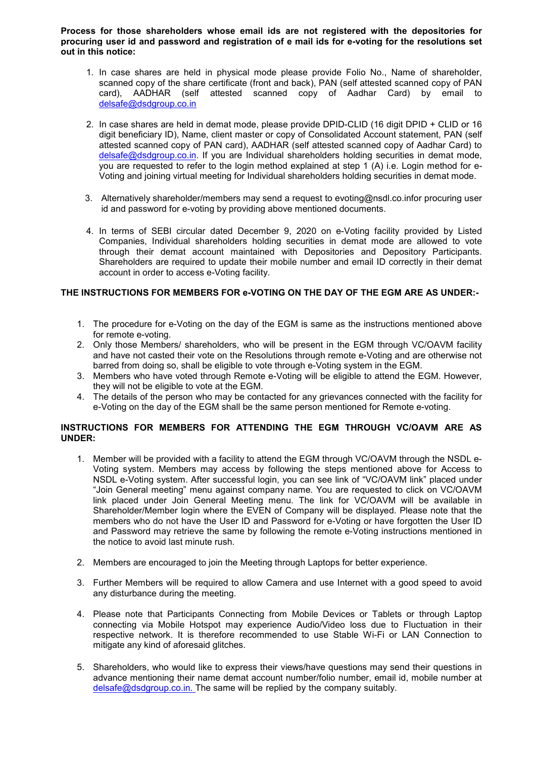**Process for those shareholders whose email ids are not registered with the depositories for procuring user id and password and registration of e mail ids for e-voting for the resolutions set out in this notice:**

1. In case shares are held in physical mode please provide Folio No., Name of shareholder, scanned copy of the share certificate (front and back), PAN (self attested scanned copy of PAN card), AADHAR (self attested scanned copy of Aadhar Card) by email to delsafe@dsdgroup.co.in

2. In case shares are held in demat mode, please provide DPID-CLID (16 digit DPID + CLID or 16 digit beneficiary ID), Name, client master or copy of Consolidated Account statement, PAN (self attested scanned copy of PAN card), AADHAR (self attested scanned copy of Aadhar Card) to delsafe@dsdgroup.co.in. If you are Individual shareholders holding securities in demat mode, you are requested to refer to the login method explained at step 1 (A) i.e. Login method for e-Voting and joining virtual meeting for Individual shareholders holding securities in demat mode.

3. Alternatively shareholder/members may send a request to evoting@nsdl.co.infor procuring user id and password for e-voting by providing above mentioned documents.

4. In terms of SEBI circular dated December 9, 2020 on e-Voting facility provided by Listed Companies, Individual shareholders holding securities in demat mode are allowed to vote through their demat account maintained with Depositories and Depository Participants. Shareholders are required to update their mobile number and email ID correctly in their demat account in order to access e-Voting facility.

**THE INSTRUCTIONS FOR MEMBERS FOR e-VOTING ON THE DAY OF THE EGM ARE AS UNDER:-**

1. The procedure for e-Voting on the day of the EGM is same as the instructions mentioned above for remote e-voting.
2. Only those Members/ shareholders, who will be present in the EGM through VC/OAVM facility and have not casted their vote on the Resolutions through remote e-Voting and are otherwise not barred from doing so, shall be eligible to vote through e-Voting system in the EGM.
3. Members who have voted through Remote e-Voting will be eligible to attend the EGM. However, they will not be eligible to vote at the EGM.
4. The details of the person who may be contacted for any grievances connected with the facility for e-Voting on the day of the EGM shall be the same person mentioned for Remote e-voting.

**INSTRUCTIONS FOR MEMBERS FOR ATTENDING THE EGM THROUGH VC/OAVM ARE AS UNDER:**

1. Member will be provided with a facility to attend the EGM through VC/OAVM through the NSDL e-Voting system. Members may access by following the steps mentioned above for Access to NSDL e-Voting system. After successful login, you can see link of "VC/OAVM link" placed under "Join General meeting" menu against company name. You are requested to click on VC/OAVM link placed under Join General Meeting menu. The link for VC/OAVM will be available in Shareholder/Member login where the EVEN of Company will be displayed. Please note that the members who do not have the User ID and Password for e-Voting or have forgotten the User ID and Password may retrieve the same by following the remote e-Voting instructions mentioned in the notice to avoid last minute rush.

2. Members are encouraged to join the Meeting through Laptops for better experience.

3. Further Members will be required to allow Camera and use Internet with a good speed to avoid any disturbance during the meeting.

4. Please note that Participants Connecting from Mobile Devices or Tablets or through Laptop connecting via Mobile Hotspot may experience Audio/Video loss due to Fluctuation in their respective network. It is therefore recommended to use Stable Wi-Fi or LAN Connection to mitigate any kind of aforesaid glitches.

5. Shareholders, who would like to express their views/have questions may send their questions in advance mentioning their name demat account number/folio number, email id, mobile number at delsafe@dsdgroup.co.in. The same will be replied by the company suitably.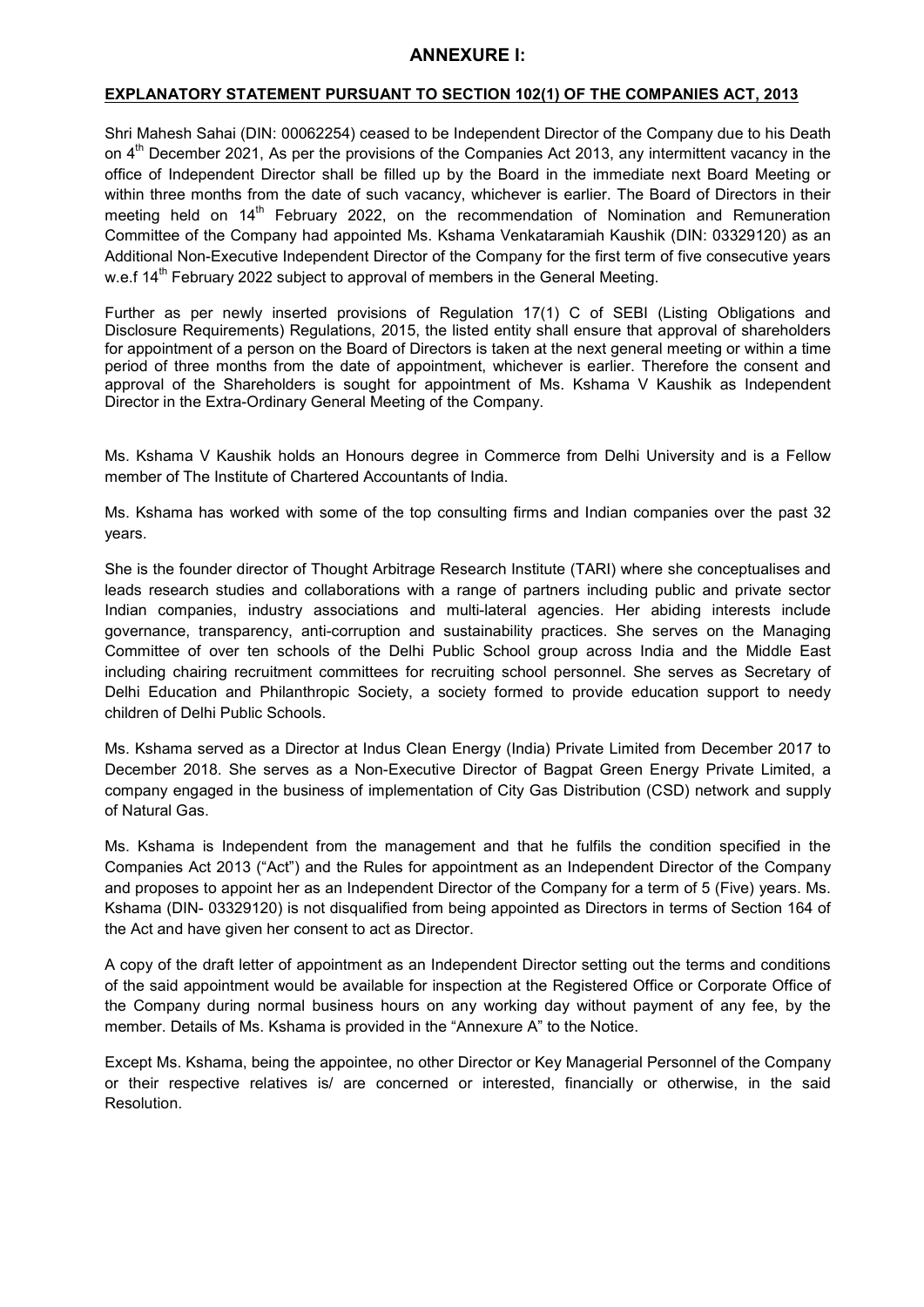# ANNEXURE I:

**EXPLANATORY STATEMENT PURSUANT TO SECTION 102(1) OF THE COMPANIES ACT, 2013**

Shri Mahesh Sahai (DIN: 00062254) ceased to be Independent Director of the Company due to his Death on 4th December 2021, As per the provisions of the Companies Act 2013, any intermittent vacancy in the office of Independent Director shall be filled up by the Board in the immediate next Board Meeting or within three months from the date of such vacancy, whichever is earlier. The Board of Directors in their meeting held on 14th February 2022, on the recommendation of Nomination and Remuneration Committee of the Company had appointed Ms. Kshama Venkataramiah Kaushik (DIN: 03329120) as an Additional Non-Executive Independent Director of the Company for the first term of five consecutive years w.e.f 14th February 2022 subject to approval of members in the General Meeting.

Further as per newly inserted provisions of Regulation 17(1) C of SEBI (Listing Obligations and Disclosure Requirements) Regulations, 2015, the listed entity shall ensure that approval of shareholders for appointment of a person on the Board of Directors is taken at the next general meeting or within a time period of three months from the date of appointment, whichever is earlier. Therefore the consent and approval of the Shareholders is sought for appointment of Ms. Kshama V Kaushik as Independent Director in the Extra-Ordinary General Meeting of the Company.

Ms. Kshama V Kaushik holds an Honours degree in Commerce from Delhi University and is a Fellow member of The Institute of Chartered Accountants of India.

Ms. Kshama has worked with some of the top consulting firms and Indian companies over the past 32 years.

She is the founder director of Thought Arbitrage Research Institute (TARI) where she conceptualises and leads research studies and collaborations with a range of partners including public and private sector Indian companies, industry associations and multi-lateral agencies. Her abiding interests include governance, transparency, anti-corruption and sustainability practices. She serves on the Managing Committee of over ten schools of the Delhi Public School group across India and the Middle East including chairing recruitment committees for recruiting school personnel. She serves as Secretary of Delhi Education and Philanthropic Society, a society formed to provide education support to needy children of Delhi Public Schools.

Ms. Kshama served as a Director at Indus Clean Energy (India) Private Limited from December 2017 to December 2018. She serves as a Non-Executive Director of Bagpat Green Energy Private Limited, a company engaged in the business of implementation of City Gas Distribution (CSD) network and supply of Natural Gas.

Ms. Kshama is Independent from the management and that he fulfils the condition specified in the Companies Act 2013 ("Act") and the Rules for appointment as an Independent Director of the Company and proposes to appoint her as an Independent Director of the Company for a term of 5 (Five) years. Ms. Kshama (DIN- 03329120) is not disqualified from being appointed as Directors in terms of Section 164 of the Act and have given her consent to act as Director.

A copy of the draft letter of appointment as an Independent Director setting out the terms and conditions of the said appointment would be available for inspection at the Registered Office or Corporate Office of the Company during normal business hours on any working day without payment of any fee, by the member. Details of Ms. Kshama is provided in the "Annexure A" to the Notice.

Except Ms. Kshama, being the appointee, no other Director or Key Managerial Personnel of the Company or their respective relatives is/ are concerned or interested, financially or otherwise, in the said Resolution.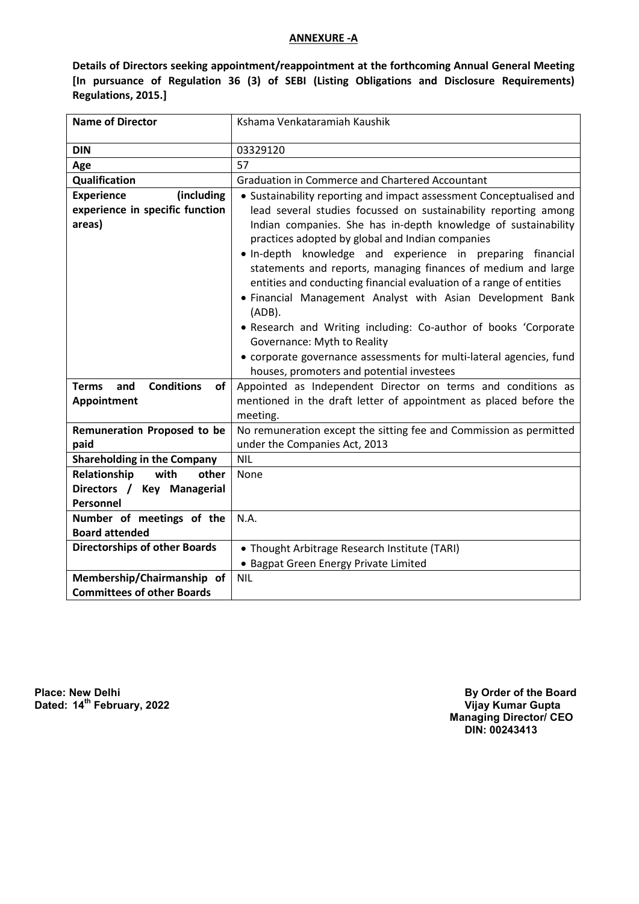## ANNEXURE -A

**Details of Directors seeking appointment/reappointment at the forthcoming Annual General Meeting [In pursuance of Regulation 36 (3) of SEBI (Listing Obligations and Disclosure Requirements) Regulations, 2015.]**

| | |
|---|---|
| **Name of Director** | Kshama Venkataramiah Kaushik |
| **DIN** | 03329120 |
| **Age** | 57 |
| **Qualification** | Graduation in Commerce and Chartered Accountant |
| **Experience (including experience in specific function areas)** | • Sustainability reporting and impact assessment Conceptualised and lead several studies focussed on sustainability reporting among Indian companies. She has in-depth knowledge of sustainability practices adopted by global and Indian companies<br>• In-depth knowledge and experience in preparing financial statements and reports, managing finances of medium and large entities and conducting financial evaluation of a range of entities<br>• Financial Management Analyst with Asian Development Bank (ADB).<br>• Research and Writing including: Co-author of books 'Corporate Governance: Myth to Reality<br>• corporate governance assessments for multi-lateral agencies, fund houses, promoters and potential investees |
| **Terms and Conditions of Appointment** | Appointed as Independent Director on terms and conditions as mentioned in the draft letter of appointment as placed before the meeting. |
| **Remuneration Proposed to be paid** | No remuneration except the sitting fee and Commission as permitted under the Companies Act, 2013 |
| **Shareholding in the Company** | NIL |
| **Relationship with other Directors / Key Managerial Personnel** | None |
| **Number of meetings of the Board attended** | N.A. |
| **Directorships of other Boards** | • Thought Arbitrage Research Institute (TARI)<br>• Bagpat Green Energy Private Limited |
| **Membership/Chairmanship of Committees of other Boards** | NIL |

**Place: New Delhi**
**Dated: 14th February, 2022**

**By Order of the Board**
**Vijay Kumar Gupta**
**Managing Director/ CEO**
**DIN: 00243413**